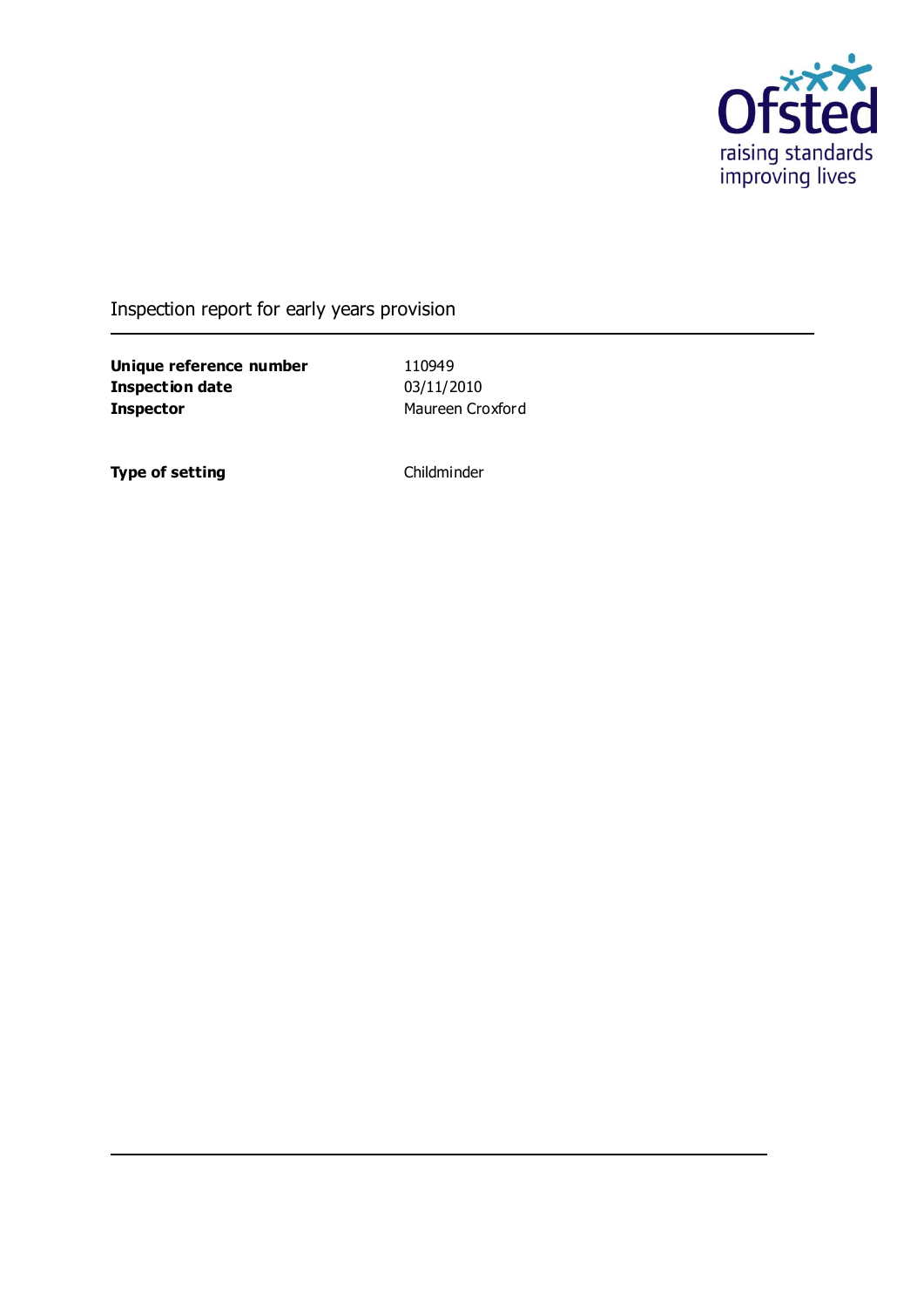Ofsted raising standards improving lives

# Inspection report for early years provision

| | |
|---|---|
| **Unique reference number** | 110949 |
| **Inspection date** | 03/11/2010 |
| **Inspector** | Maureen Croxford |
| | |
| **Type of setting** | Childminder |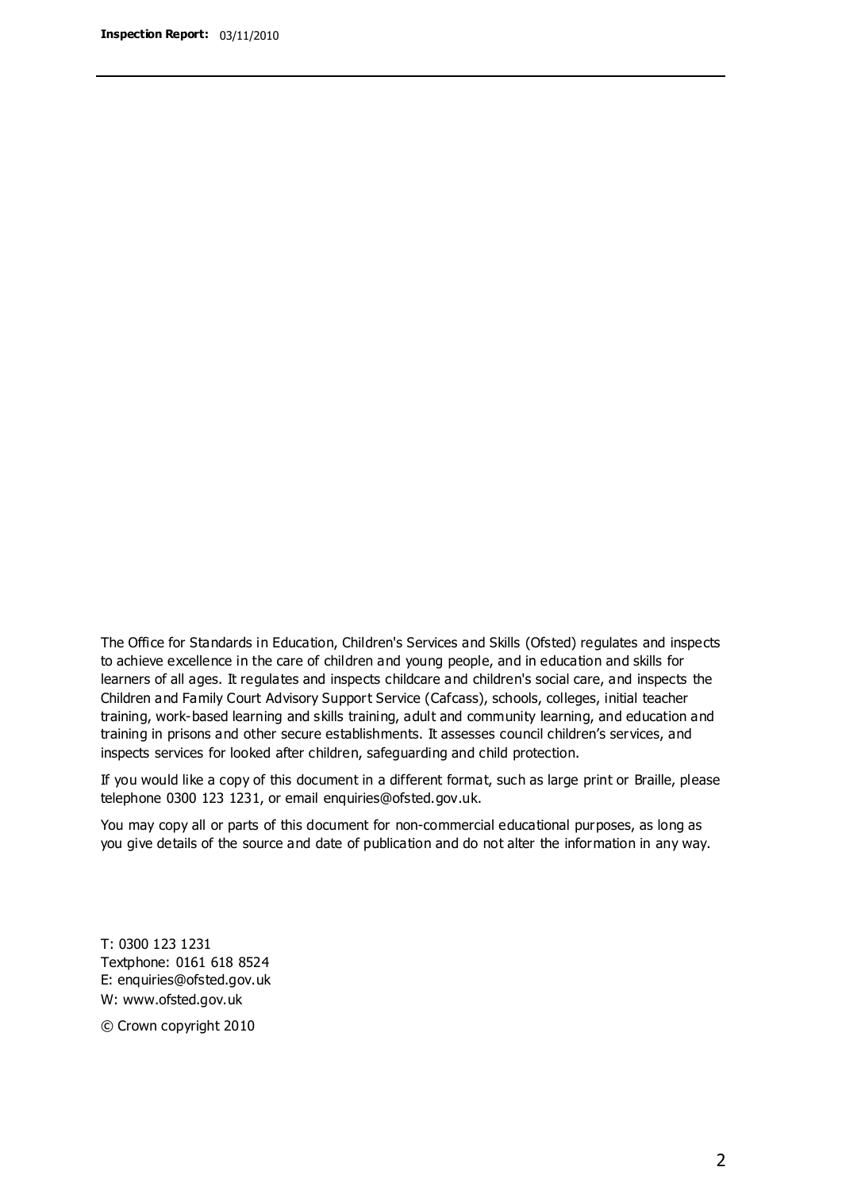The Office for Standards in Education, Children's Services and Skills (Ofsted) regulates and inspects to achieve excellence in the care of children and young people, and in education and skills for learners of all ages. It regulates and inspects childcare and children's social care, and inspects the Children and Family Court Advisory Support Service (Cafcass), schools, colleges, initial teacher training, work-based learning and skills training, adult and community learning, and education and training in prisons and other secure establishments. It assesses council children's services, and inspects services for looked after children, safeguarding and child protection.

If you would like a copy of this document in a different format, such as large print or Braille, please telephone 0300 123 1231, or email enquiries@ofsted.gov.uk.

You may copy all or parts of this document for non-commercial educational purposes, as long as you give details of the source and date of publication and do not alter the information in any way.

T: 0300 123 1231
Textphone: 0161 618 8524
E: enquiries@ofsted.gov.uk
W: www.ofsted.gov.uk

© Crown copyright 2010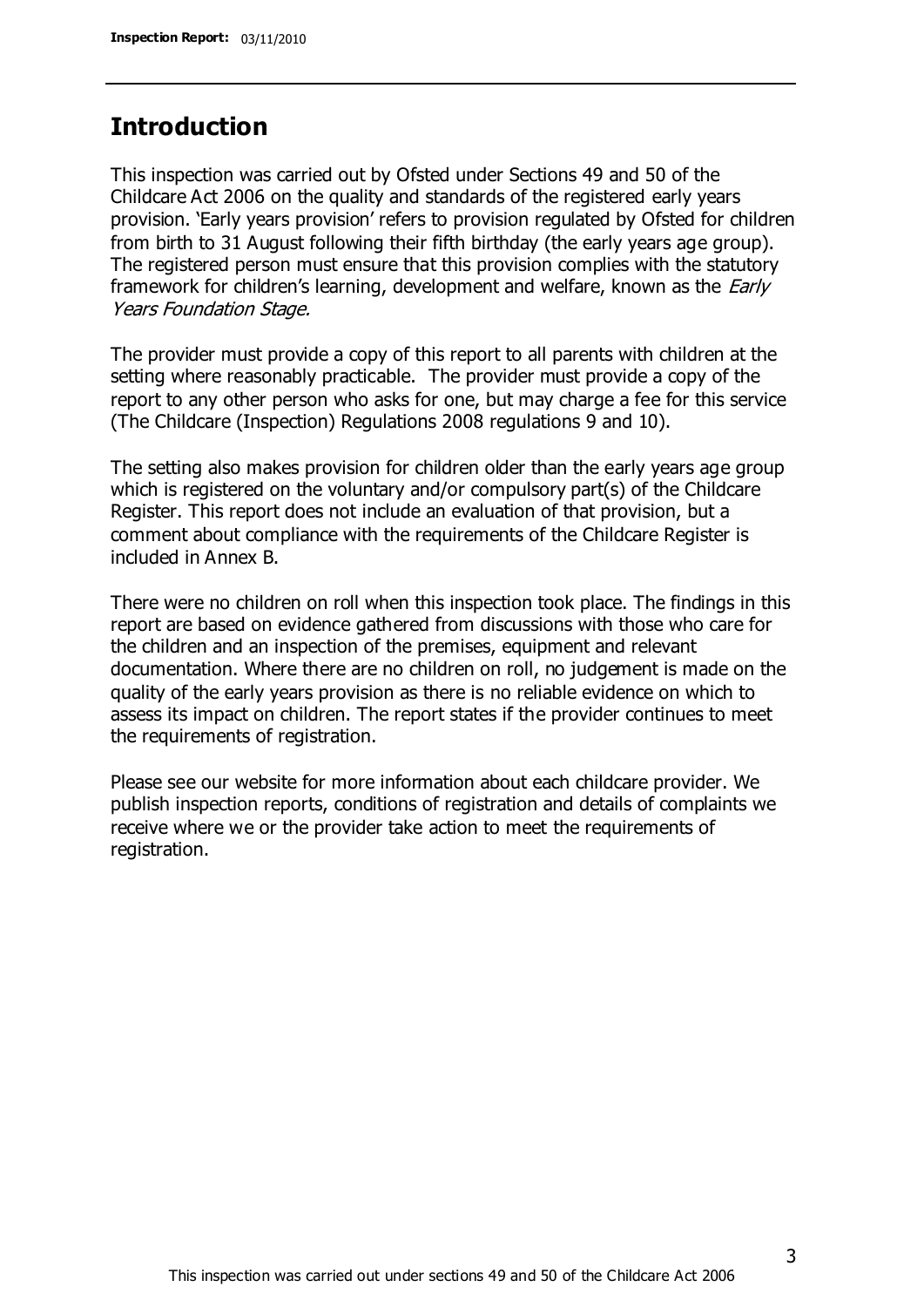## Introduction

This inspection was carried out by Ofsted under Sections 49 and 50 of the Childcare Act 2006 on the quality and standards of the registered early years provision. 'Early years provision' refers to provision regulated by Ofsted for children from birth to 31 August following their fifth birthday (the early years age group). The registered person must ensure that this provision complies with the statutory framework for children's learning, development and welfare, known as the *Early Years Foundation Stage*.

The provider must provide a copy of this report to all parents with children at the setting where reasonably practicable. The provider must provide a copy of the report to any other person who asks for one, but may charge a fee for this service (The Childcare (Inspection) Regulations 2008 regulations 9 and 10).

The setting also makes provision for children older than the early years age group which is registered on the voluntary and/or compulsory part(s) of the Childcare Register. This report does not include an evaluation of that provision, but a comment about compliance with the requirements of the Childcare Register is included in Annex B.

There were no children on roll when this inspection took place. The findings in this report are based on evidence gathered from discussions with those who care for the children and an inspection of the premises, equipment and relevant documentation. Where there are no children on roll, no judgement is made on the quality of the early years provision as there is no reliable evidence on which to assess its impact on children. The report states if the provider continues to meet the requirements of registration.

Please see our website for more information about each childcare provider. We publish inspection reports, conditions of registration and details of complaints we receive where we or the provider take action to meet the requirements of registration.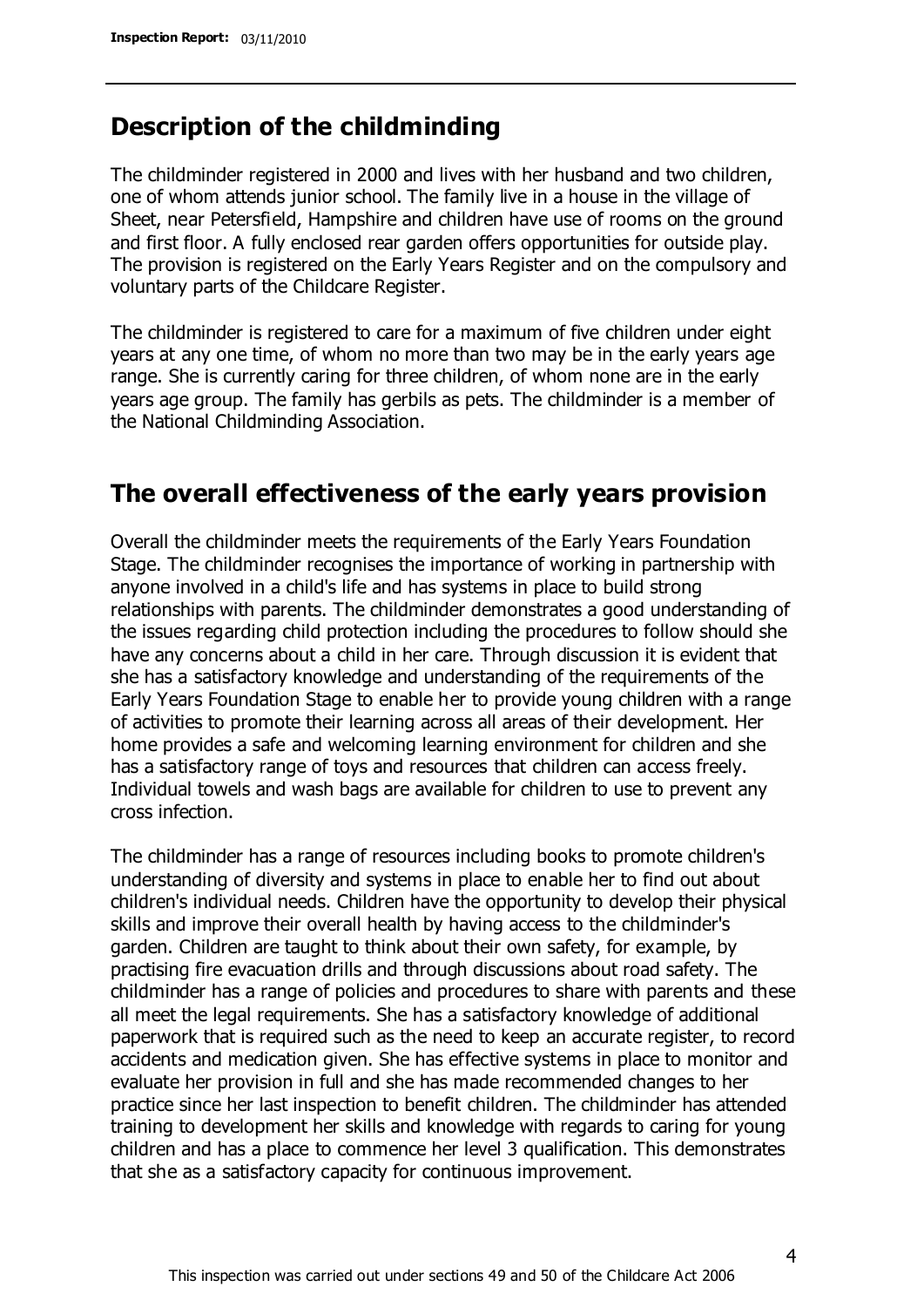## Description of the childminding

The childminder registered in 2000 and lives with her husband and two children, one of whom attends junior school. The family live in a house in the village of Sheet, near Petersfield, Hampshire and children have use of rooms on the ground and first floor. A fully enclosed rear garden offers opportunities for outside play. The provision is registered on the Early Years Register and on the compulsory and voluntary parts of the Childcare Register.

The childminder is registered to care for a maximum of five children under eight years at any one time, of whom no more than two may be in the early years age range. She is currently caring for three children, of whom none are in the early years age group. The family has gerbils as pets. The childminder is a member of the National Childminding Association.

## The overall effectiveness of the early years provision

Overall the childminder meets the requirements of the Early Years Foundation Stage. The childminder recognises the importance of working in partnership with anyone involved in a child's life and has systems in place to build strong relationships with parents. The childminder demonstrates a good understanding of the issues regarding child protection including the procedures to follow should she have any concerns about a child in her care. Through discussion it is evident that she has a satisfactory knowledge and understanding of the requirements of the Early Years Foundation Stage to enable her to provide young children with a range of activities to promote their learning across all areas of their development. Her home provides a safe and welcoming learning environment for children and she has a satisfactory range of toys and resources that children can access freely. Individual towels and wash bags are available for children to use to prevent any cross infection.

The childminder has a range of resources including books to promote children's understanding of diversity and systems in place to enable her to find out about children's individual needs. Children have the opportunity to develop their physical skills and improve their overall health by having access to the childminder's garden. Children are taught to think about their own safety, for example, by practising fire evacuation drills and through discussions about road safety. The childminder has a range of policies and procedures to share with parents and these all meet the legal requirements. She has a satisfactory knowledge of additional paperwork that is required such as the need to keep an accurate register, to record accidents and medication given. She has effective systems in place to monitor and evaluate her provision in full and she has made recommended changes to her practice since her last inspection to benefit children. The childminder has attended training to development her skills and knowledge with regards to caring for young children and has a place to commence her level 3 qualification. This demonstrates that she as a satisfactory capacity for continuous improvement.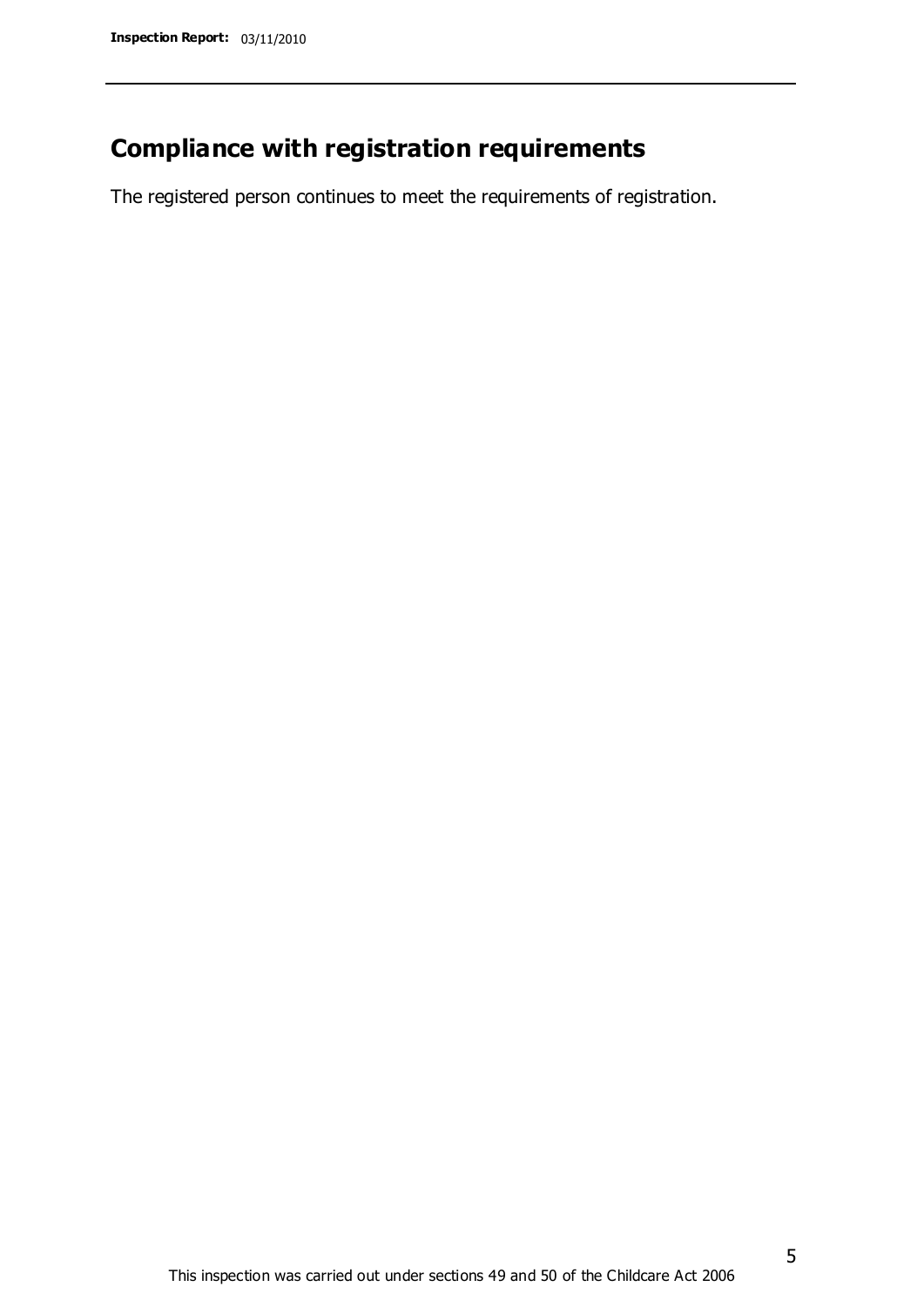## Compliance with registration requirements

The registered person continues to meet the requirements of registration.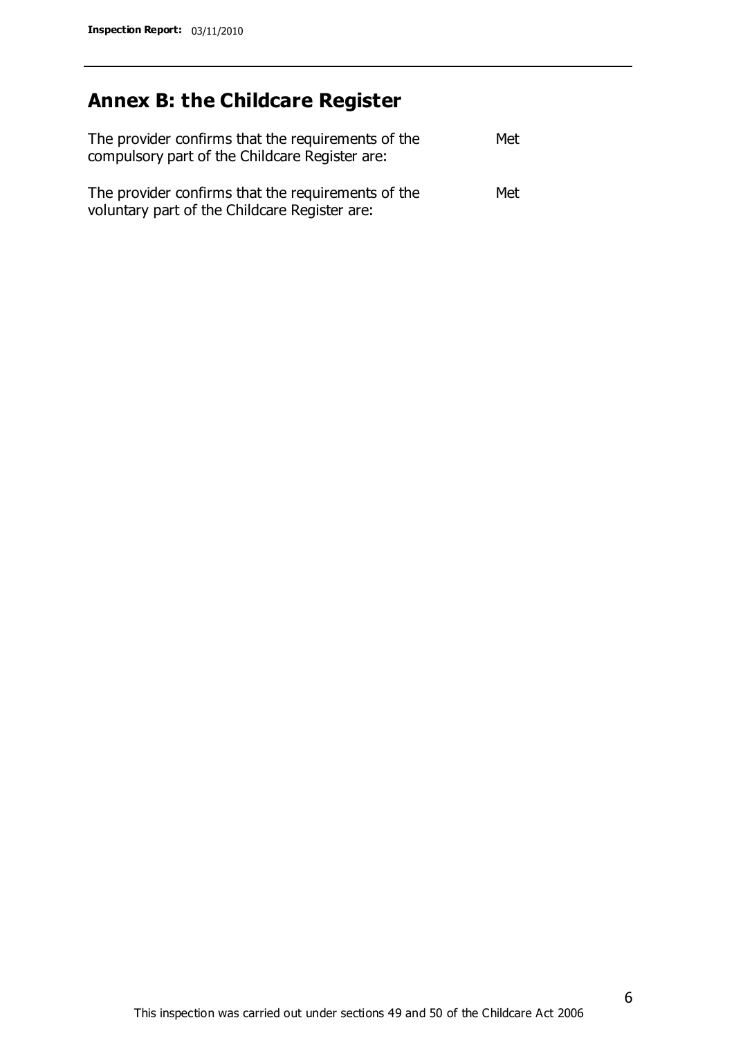## Annex B: the Childcare Register

| | |
|---|---|
| The provider confirms that the requirements of the compulsory part of the Childcare Register are: | Met |
| The provider confirms that the requirements of the voluntary part of the Childcare Register are: | Met |

This inspection was carried out under sections 49 and 50 of the Childcare Act 2006